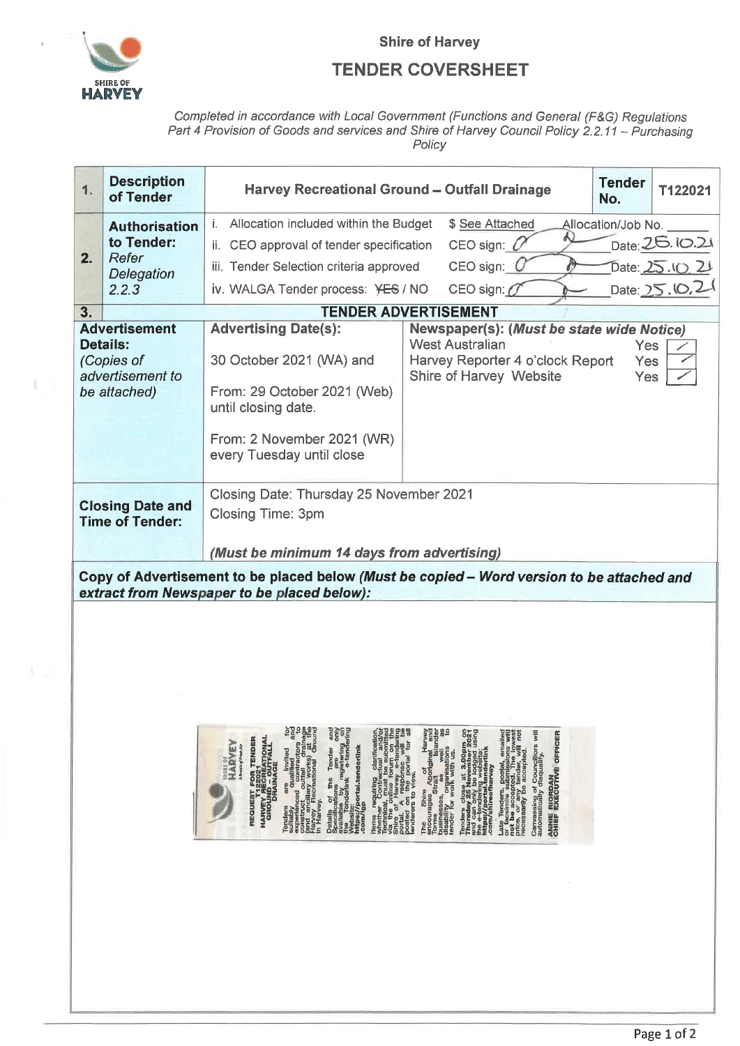Shire of Harvey

# TENDER COVERSHEET

*Completed in accordance with Local Government (Functions and General (F&G) Regulations Part 4 Provision of Goods and services and Shire of Harvey Council Policy 2.2.11 – Purchasing Policy*

| | | | | |
|---|---|---|---|---|
| **1.** | **Description of Tender** | **Harvey Recreational Ground – Outfall Drainage** | **Tender No.** | **T122021** |
| **2.** | **Authorisation to Tender:** *Refer Delegation 2.2.3* | i. Allocation included within the Budget — $ See Attached — Allocation/Job No. ______<br>ii. CEO approval of tender specification — CEO sign: [signature] Date: 26.10.21<br>iii. Tender Selection criteria approved — CEO sign: [signature] Date: 25.10.21<br>iv. WALGA Tender process: ~~YES~~ / NO — CEO sign: [signature] Date: 25.10.21 | | |

## 3. TENDER ADVERTISEMENT

| | | |
|---|---|---|
| **Advertisement Details:** *(Copies of advertisement to be attached)* | **Advertising Date(s):**<br>30 October 2021 (WA) and<br>From: 29 October 2021 (Web) until closing date.<br>From: 2 November 2021 (WR) every Tuesday until close | **Newspaper(s): *(Must be state wide Notice)***<br>West Australian — Yes ✓<br>Harvey Reporter 4 o'clock Report — Yes ✓<br>Shire of Harvey Website — Yes ✓ |
| **Closing Date and Time of Tender:** | Closing Date: Thursday 25 November 2021<br>Closing Time: 3pm<br>***(Must be minimum 14 days from advertising)*** | |

**Copy of Advertisement to be placed below *(Must be copied – Word version to be attached and extract from Newspaper to be placed below)*:**

SHIRE OF HARVEY

**REQUEST FOR TENDER T122021 HARVEY RECREATIONAL GROUND – OUTFALL DRAINAGE**

Tenders are invited for suitably qualified and experienced contractors to construct outfall drainage (and ancillary works) at the Harvey Recreational Ground in Harvey.

Details of the Tender and Specifications are only available by registering on the Tenderlink e-tendering Website: **https://portal.tenderlink.com/gp**

Items requiring clarification, whether Contractual and/or Technical, must be submitted via the online forum on the Shire of Harvey e-tendering portal. A response will be posted on the portal for all tenderers to view.

The Shire of Harvey encourages Aboriginal and Torres Strait Islander businesses, as well as disability organisations to tender for work with us.

Tenders close at **3.00pm on Thursday 25 November 2021** and can only be lodged using the e-tendering website: **https://portal.tenderlink.com/shireofharvey**

Late Tenders, postal, emailed or facsimile submissions will not be accepted. The lowest price, or any tender, will not necessarily be accepted.

Canvassing of Councillors will automatically disqualify.

**ANNIE RIORDAN**
**CHIEF EXECUTIVE OFFICER**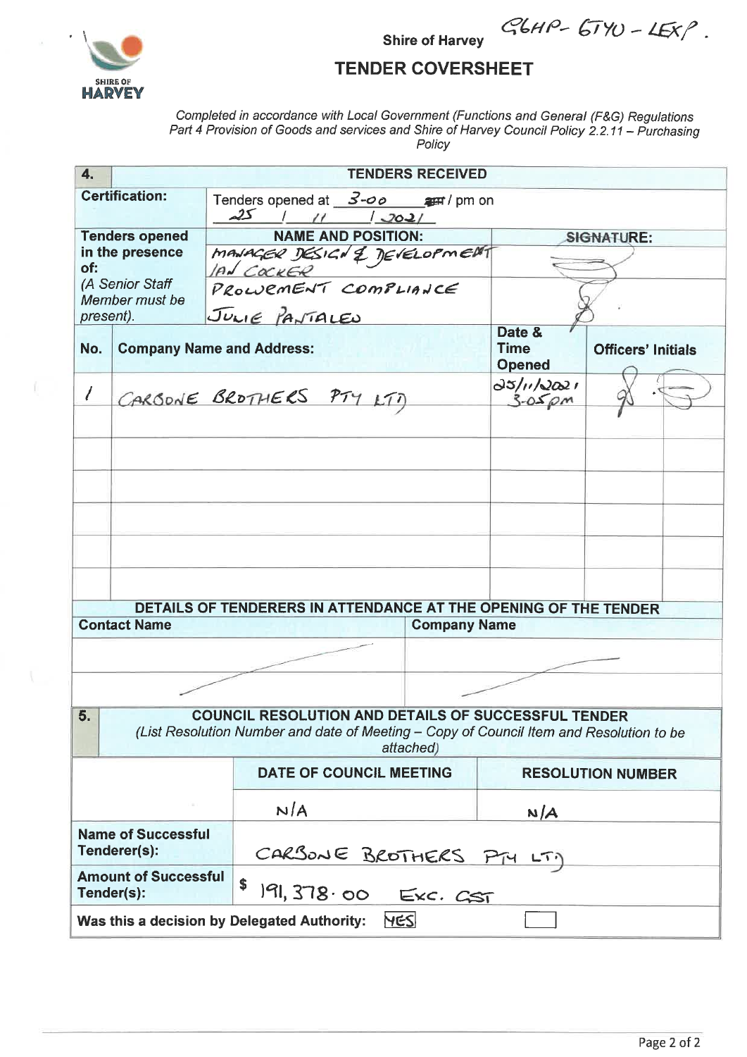G6HP-6TYU-LEXP.

Shire of Harvey

# TENDER COVERSHEET

*Completed in accordance with Local Government (Functions and General (F&G) Regulations Part 4 Provision of Goods and services and Shire of Harvey Council Policy 2.2.11 – Purchasing Policy*

| 4. | TENDERS RECEIVED | | |
|---|---|---|---|
| **Certification:** | Tenders opened at 3-00 ~~am~~ / pm on 25 / 11 / 2021 | | |
| **Tenders opened in the presence of:** *(A Senior Staff Member must be present).* | **NAME AND POSITION:** | **SIGNATURE:** | |
| | MANAGER DESIGN & DEVELOPMENT IAN COCKER | [signature] | |
| | PROCUREMENT COMPLIANCE JULIE PANTALEO | [signature] | |
| **No.** | **Company Name and Address:** | **Date & Time Opened** | **Officers' Initials** |
| 1 | CARBONE BROTHERS PTY LTD | 25/11/2021 3-05pm | [initials] |
| | | | |
| | | | |
| | | | |
| | | | |
| | | | |

| DETAILS OF TENDERERS IN ATTENDANCE AT THE OPENING OF THE TENDER | |
|---|---|
| **Contact Name** | **Company Name** |
| | |
| | |

| 5. | COUNCIL RESOLUTION AND DETAILS OF SUCCESSFUL TENDER *(List Resolution Number and date of Meeting – Copy of Council Item and Resolution to be attached)* | |
|---|---|---|
| | **DATE OF COUNCIL MEETING** | **RESOLUTION NUMBER** |
| | N/A | N/A |
| **Name of Successful Tenderer(s):** | CARBONE BROTHERS PTY LTD | |
| **Amount of Successful Tender(s):** | $ 191,378.00 EXC. GST | |
| **Was this a decision by Delegated Authority:** | YES | ☐ |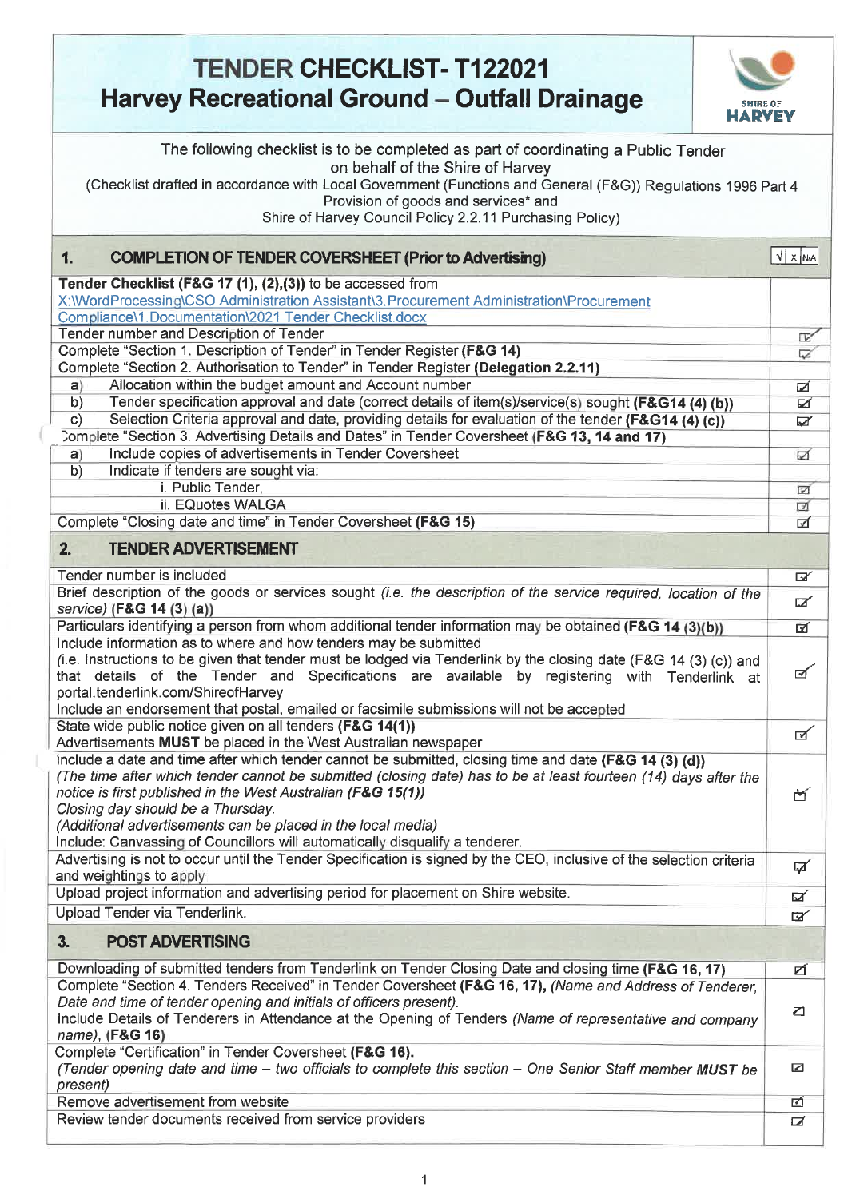# TENDER CHECKLIST- T122021
# Harvey Recreational Ground – Outfall Drainage

SHIRE OF HARVEY

The following checklist is to be completed as part of coordinating a Public Tender on behalf of the Shire of Harvey
(Checklist drafted in accordance with Local Government (Functions and General (F&G)) Regulations 1996 Part 4 Provision of goods and services* and Shire of Harvey Council Policy 2.2.11 Purchasing Policy)

| **1. COMPLETION OF TENDER COVERSHEET (Prior to Advertising)** | √ X N/A |
|---|---|
| **Tender Checklist (F&G 17 (1), (2),(3))** to be accessed from X:\WordProcessing\CSO Administration Assistant\3.Procurement Administration\Procurement Compliance\1.Documentation\2021 Tender Checklist.docx | |
| Tender number and Description of Tender | ☑ |
| Complete "Section 1. Description of Tender" in Tender Register **(F&G 14)** | ☑ |
| Complete "Section 2. Authorisation to Tender" in Tender Register **(Delegation 2.2.11)** | |
| a) Allocation within the budget amount and Account number | ☑ |
| b) Tender specification approval and date (correct details of item(s)/service(s) sought **(F&G14 (4) (b))** | ☑ |
| c) Selection Criteria approval and date, providing details for evaluation of the tender **(F&G14 (4) (c))** | ☑ |
| Complete "Section 3. Advertising Details and Dates" in Tender Coversheet **(F&G 13, 14 and 17)** | |
| a) Include copies of advertisements in Tender Coversheet | ☑ |
| b) Indicate if tenders are sought via: | |
| i. Public Tender, | ☑ |
| ii. EQuotes WALGA | ☑ |
| Complete "Closing date and time" in Tender Coversheet **(F&G 15)** | ☑ |
| **2. TENDER ADVERTISEMENT** | |
| Tender number is included | ☑ |
| Brief description of the goods or services sought *(i.e. the description of the service required, location of the service)* **(F&G 14 (3) (a))** | ☑ |
| Particulars identifying a person from whom additional tender information may be obtained **(F&G 14 (3)(b))** | ☑ |
| Include information as to where and how tenders may be submitted<br>*(i.e. Instructions to be given that tender must be lodged via Tenderlink by the closing date (F&G 14 (3) (c)) and that details of the Tender and Specifications are available by registering with Tenderlink at portal.tenderlink.com/ShireofHarvey*<br>Include an endorsement that postal, emailed or facsimile submissions will not be accepted | ☑ |
| State wide public notice given on all tenders **(F&G 14(1))**<br>Advertisements **MUST** be placed in the West Australian newspaper | ☑ |
| Include a date and time after which tender cannot be submitted, closing time and date **(F&G 14 (3) (d))**<br>*(The time after which tender cannot be submitted (closing date) has to be at least fourteen (14) days after the notice is first published in the West Australian* **(F&G 15(1))**<br>*Closing day should be a Thursday.*<br>*(Additional advertisements can be placed in the local media)*<br>Include: Canvassing of Councillors will automatically disqualify a tenderer. | ☑ |
| Advertising is not to occur until the Tender Specification is signed by the CEO, inclusive of the selection criteria and weightings to apply | ☑ |
| Upload project information and advertising period for placement on Shire website. | ☑ |
| Upload Tender via Tenderlink. | ☑ |
| **3. POST ADVERTISING** | |
| Downloading of submitted tenders from Tenderlink on Tender Closing Date and closing time **(F&G 16, 17)** | ☑ |
| Complete "Section 4. Tenders Received" in Tender Coversheet **(F&G 16, 17)**, *(Name and Address of Tenderer, Date and time of tender opening and initials of officers present).*<br>Include Details of Tenderers in Attendance at the Opening of Tenders *(Name of representative and company name)*, **(F&G 16)** | ☑ |
| Complete "Certification" in Tender Coversheet **(F&G 16).**<br>*(Tender opening date and time – two officials to complete this section – One Senior Staff member **MUST** be present)* | ☑ |
| Remove advertisement from website | ☑ |
| Review tender documents received from service providers | ☑ |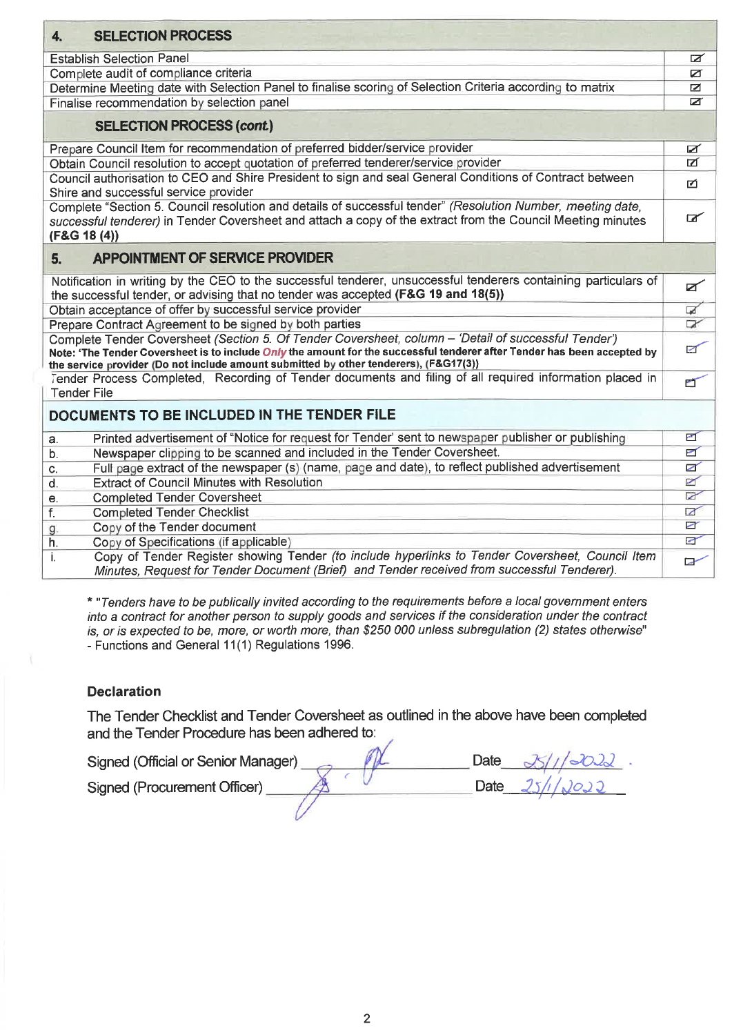| 4. SELECTION PROCESS | |
|---|---|
| Establish Selection Panel | ☑ |
| Complete audit of compliance criteria | ☑ |
| Determine Meeting date with Selection Panel to finalise scoring of Selection Criteria according to matrix | ☑ |
| Finalise recommendation by selection panel | ☑ |
| **SELECTION PROCESS (*cont.*)** | |
| Prepare Council Item for recommendation of preferred bidder/service provider | ☑ |
| Obtain Council resolution to accept quotation of preferred tenderer/service provider | ☑ |
| Council authorisation to CEO and Shire President to sign and seal General Conditions of Contract between Shire and successful service provider | ☑ |
| Complete "Section 5. Council resolution and details of successful tender" *(Resolution Number, meeting date, successful tenderer)* in Tender Coversheet and attach a copy of the extract from the Council Meeting minutes **(F&G 18 (4))** | ☑ |
| **5. APPOINTMENT OF SERVICE PROVIDER** | |
| Notification in writing by the CEO to the successful tenderer, unsuccessful tenderers containing particulars of the successful tender, or advising that no tender was accepted **(F&G 19 and 18(5))** | ☑ |
| Obtain acceptance of offer by successful service provider | ☑ |
| Prepare Contract Agreement to be signed by both parties | ☑ |
| Complete Tender Coversheet *(Section 5. Of Tender Coversheet, column – 'Detail of successful Tender')* **Note: 'The Tender Coversheet is to include *Only* the amount for the successful tenderer after Tender has been accepted by the service provider (Do not include amount submitted by other tenderers), (F&G17(3))** | ☑ |
| Tender Process Completed, Recording of Tender documents and filing of all required information placed in Tender File | ☑ |

**DOCUMENTS TO BE INCLUDED IN THE TENDER FILE**

| | | |
|---|---|---|
| a. | Printed advertisement of "Notice for request for Tender' sent to newspaper publisher or publishing | ☑ |
| b. | Newspaper clipping to be scanned and included in the Tender Coversheet. | ☑ |
| c. | Full page extract of the newspaper (s) (name, page and date), to reflect published advertisement | ☑ |
| d. | Extract of Council Minutes with Resolution | ☑ |
| e. | Completed Tender Coversheet | ☑ |
| f. | Completed Tender Checklist | ☑ |
| g. | Copy of the Tender document | ☑ |
| h. | Copy of Specifications (if applicable) | ☑ |
| i. | Copy of Tender Register showing Tender *(to include hyperlinks to Tender Coversheet, Council Item Minutes, Request for Tender Document (Brief) and Tender received from successful Tenderer).* | ☑ |

* "*Tenders have to be publically invited according to the requirements before a local government enters into a contract for another person to supply goods and services if the consideration under the contract is, or is expected to be, more, or worth more, than $250 000 unless subregulation (2) states otherwise*" - Functions and General 11(1) Regulations 1996.

**Declaration**

The Tender Checklist and Tender Coversheet as outlined in the above have been completed and the Tender Procedure has been adhered to:

Signed (Official or Senior Manager) ____[signature]____ Date 25/1/2022

Signed (Procurement Officer) ____[signature]____ Date 25/1/2022